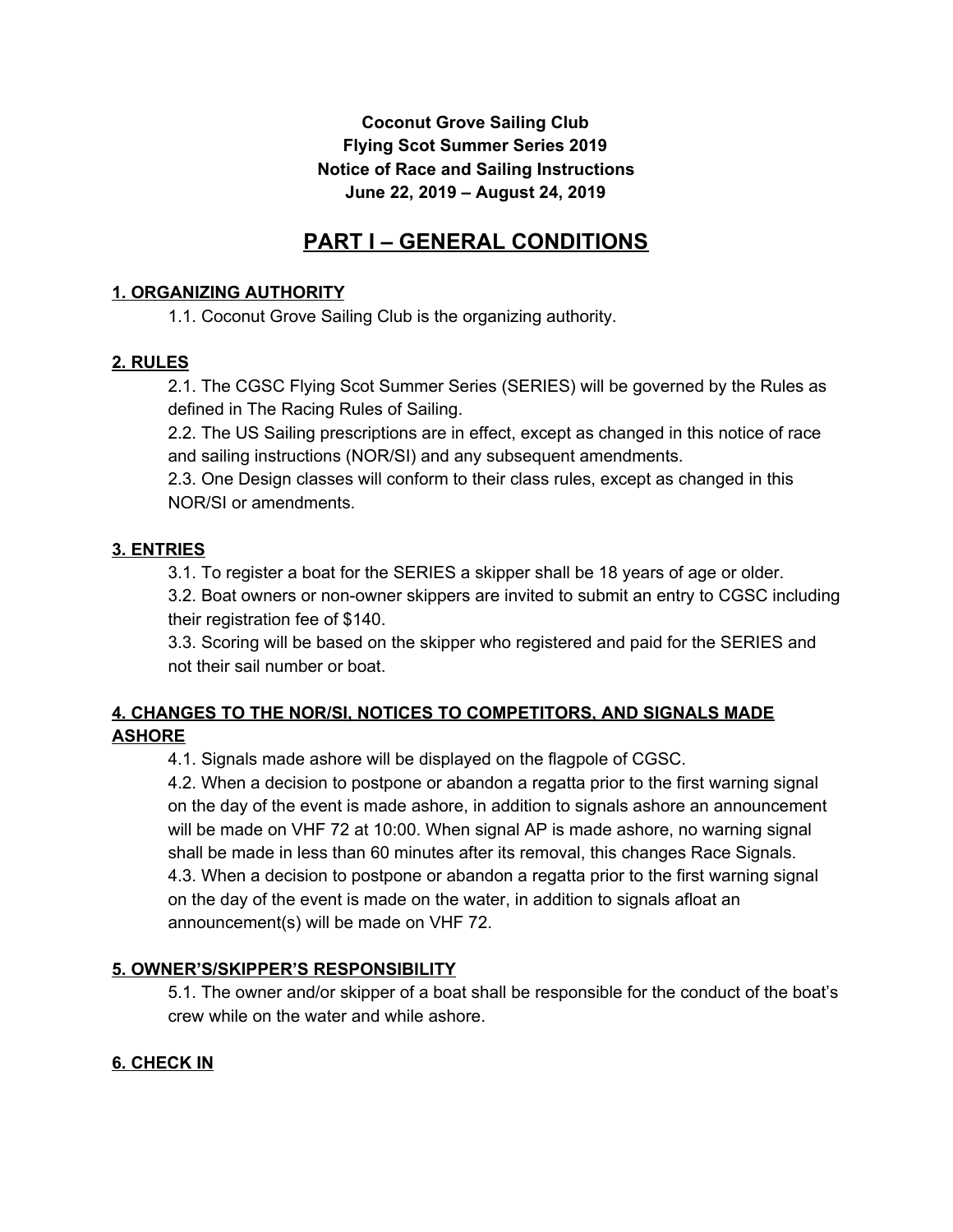**Coconut Grove Sailing Club**
**Flying Scot Summer Series 2019**
**Notice of Race and Sailing Instructions**
**June 22, 2019 – August 24, 2019**

# PART I – GENERAL CONDITIONS

## 1. ORGANIZING AUTHORITY

1.1. Coconut Grove Sailing Club is the organizing authority.

## 2. RULES

2.1. The CGSC Flying Scot Summer Series (SERIES) will be governed by the Rules as defined in The Racing Rules of Sailing.

2.2. The US Sailing prescriptions are in effect, except as changed in this notice of race and sailing instructions (NOR/SI) and any subsequent amendments.

2.3. One Design classes will conform to their class rules, except as changed in this NOR/SI or amendments.

## 3. ENTRIES

3.1. To register a boat for the SERIES a skipper shall be 18 years of age or older.

3.2. Boat owners or non-owner skippers are invited to submit an entry to CGSC including their registration fee of $140.

3.3. Scoring will be based on the skipper who registered and paid for the SERIES and not their sail number or boat.

## 4. CHANGES TO THE NOR/SI, NOTICES TO COMPETITORS, AND SIGNALS MADE ASHORE

4.1. Signals made ashore will be displayed on the flagpole of CGSC.

4.2. When a decision to postpone or abandon a regatta prior to the first warning signal on the day of the event is made ashore, in addition to signals ashore an announcement will be made on VHF 72 at 10:00. When signal AP is made ashore, no warning signal shall be made in less than 60 minutes after its removal, this changes Race Signals.

4.3. When a decision to postpone or abandon a regatta prior to the first warning signal on the day of the event is made on the water, in addition to signals afloat an announcement(s) will be made on VHF 72.

## 5. OWNER'S/SKIPPER'S RESPONSIBILITY

5.1. The owner and/or skipper of a boat shall be responsible for the conduct of the boat's crew while on the water and while ashore.

## 6. CHECK IN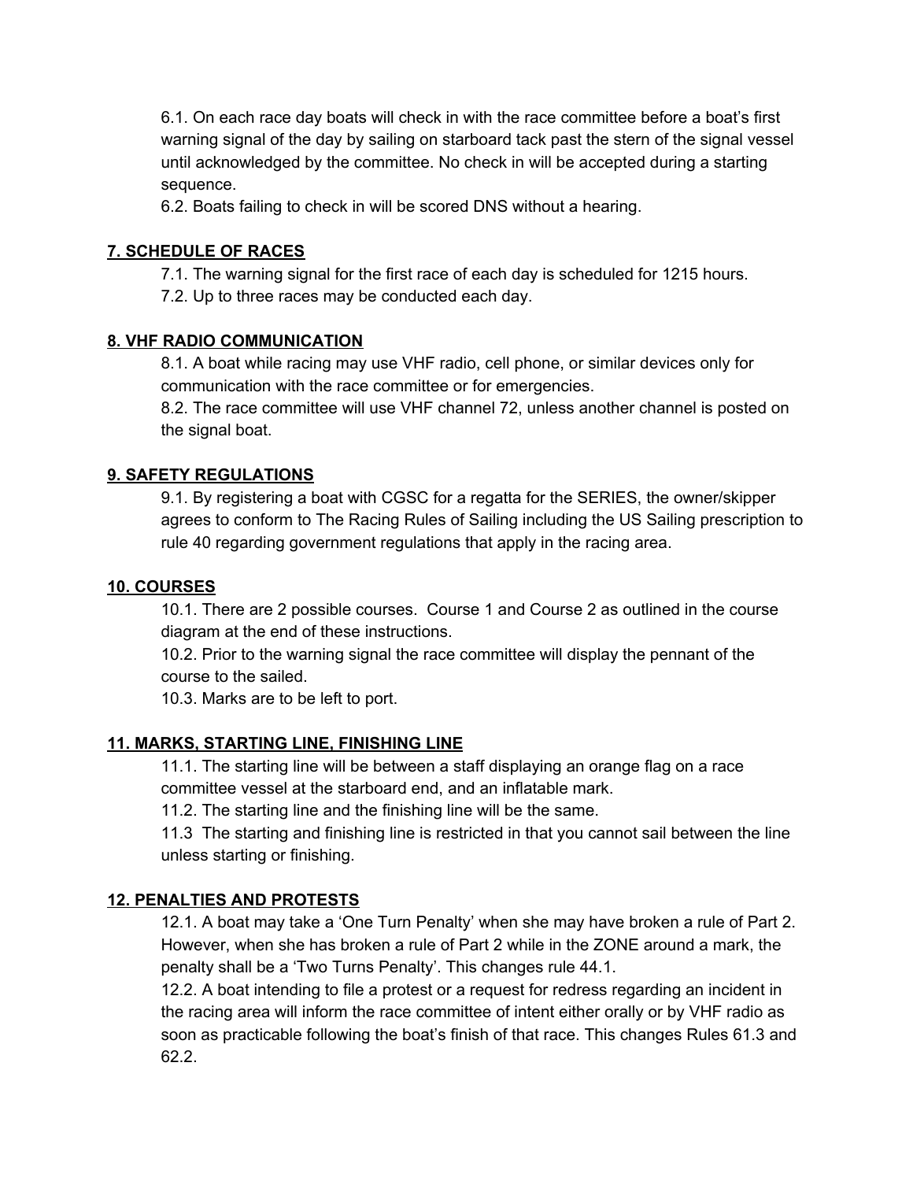6.1. On each race day boats will check in with the race committee before a boat's first warning signal of the day by sailing on starboard tack past the stern of the signal vessel until acknowledged by the committee. No check in will be accepted during a starting sequence.

6.2. Boats failing to check in will be scored DNS without a hearing.

## 7. SCHEDULE OF RACES

7.1. The warning signal for the first race of each day is scheduled for 1215 hours.

7.2. Up to three races may be conducted each day.

## 8. VHF RADIO COMMUNICATION

8.1. A boat while racing may use VHF radio, cell phone, or similar devices only for communication with the race committee or for emergencies.

8.2. The race committee will use VHF channel 72, unless another channel is posted on the signal boat.

## 9. SAFETY REGULATIONS

9.1. By registering a boat with CGSC for a regatta for the SERIES, the owner/skipper agrees to conform to The Racing Rules of Sailing including the US Sailing prescription to rule 40 regarding government regulations that apply in the racing area.

## 10. COURSES

10.1. There are 2 possible courses. Course 1 and Course 2 as outlined in the course diagram at the end of these instructions.

10.2. Prior to the warning signal the race committee will display the pennant of the course to the sailed.

10.3. Marks are to be left to port.

## 11. MARKS, STARTING LINE, FINISHING LINE

11.1. The starting line will be between a staff displaying an orange flag on a race committee vessel at the starboard end, and an inflatable mark.

11.2. The starting line and the finishing line will be the same.

11.3 The starting and finishing line is restricted in that you cannot sail between the line unless starting or finishing.

## 12. PENALTIES AND PROTESTS

12.1. A boat may take a 'One Turn Penalty' when she may have broken a rule of Part 2. However, when she has broken a rule of Part 2 while in the ZONE around a mark, the penalty shall be a 'Two Turns Penalty'. This changes rule 44.1.

12.2. A boat intending to file a protest or a request for redress regarding an incident in the racing area will inform the race committee of intent either orally or by VHF radio as soon as practicable following the boat's finish of that race. This changes Rules 61.3 and 62.2.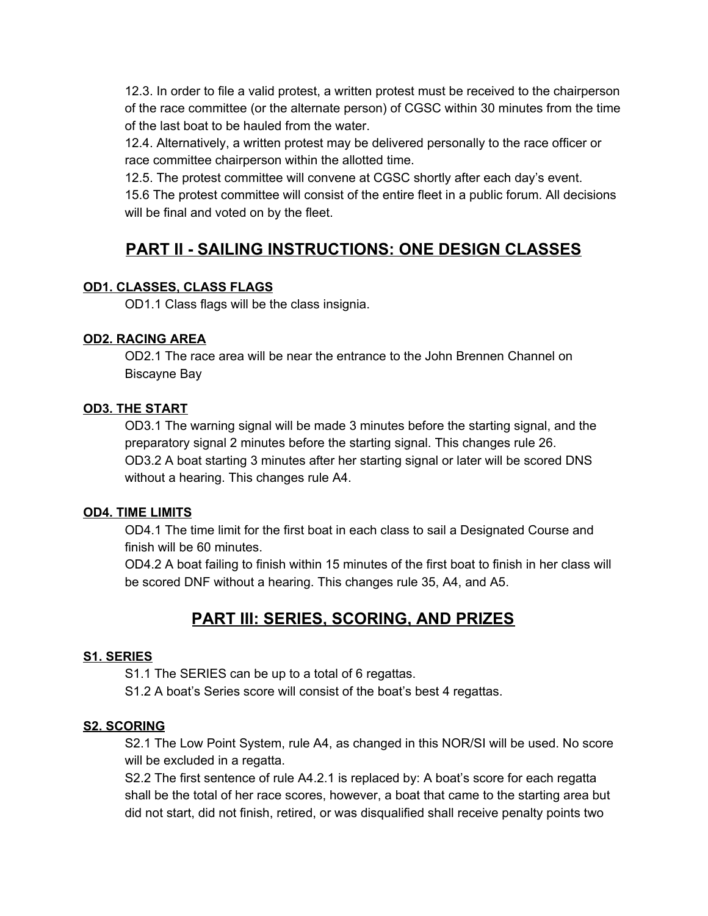12.3. In order to file a valid protest, a written protest must be received to the chairperson of the race committee (or the alternate person) of CGSC within 30 minutes from the time of the last boat to be hauled from the water.
12.4. Alternatively, a written protest may be delivered personally to the race officer or race committee chairperson within the allotted time.
12.5. The protest committee will convene at CGSC shortly after each day's event.
15.6 The protest committee will consist of the entire fleet in a public forum. All decisions will be final and voted on by the fleet.

## PART II - SAILING INSTRUCTIONS: ONE DESIGN CLASSES

### OD1. CLASSES, CLASS FLAGS

OD1.1 Class flags will be the class insignia.

### OD2. RACING AREA

OD2.1 The race area will be near the entrance to the John Brennen Channel on Biscayne Bay

### OD3. THE START

OD3.1 The warning signal will be made 3 minutes before the starting signal, and the preparatory signal 2 minutes before the starting signal. This changes rule 26.
OD3.2 A boat starting 3 minutes after her starting signal or later will be scored DNS without a hearing. This changes rule A4.

### OD4. TIME LIMITS

OD4.1 The time limit for the first boat in each class to sail a Designated Course and finish will be 60 minutes.
OD4.2 A boat failing to finish within 15 minutes of the first boat to finish in her class will be scored DNF without a hearing. This changes rule 35, A4, and A5.

## PART III: SERIES, SCORING, AND PRIZES

### S1. SERIES

S1.1 The SERIES can be up to a total of 6 regattas.
S1.2 A boat's Series score will consist of the boat's best 4 regattas.

### S2. SCORING

S2.1 The Low Point System, rule A4, as changed in this NOR/SI will be used. No score will be excluded in a regatta.
S2.2 The first sentence of rule A4.2.1 is replaced by: A boat's score for each regatta shall be the total of her race scores, however, a boat that came to the starting area but did not start, did not finish, retired, or was disqualified shall receive penalty points two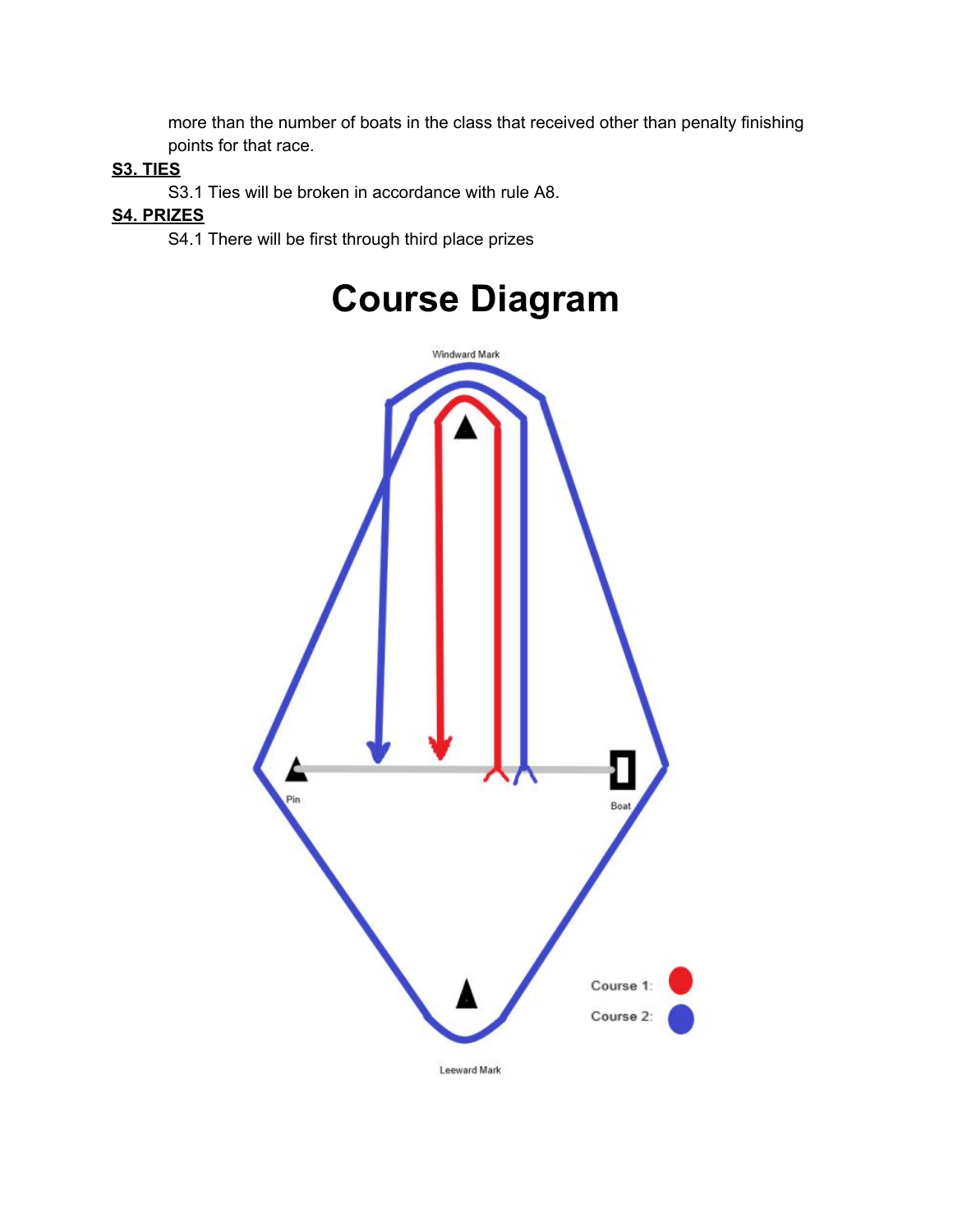more than the number of boats in the class that received other than penalty finishing points for that race.

**S3. TIES**

S3.1 Ties will be broken in accordance with rule A8.

**S4. PRIZES**

S4.1 There will be first through third place prizes

# Course Diagram

Windward Mark

Pin

Boat

Leeward Mark

Course 1:

Course 2: